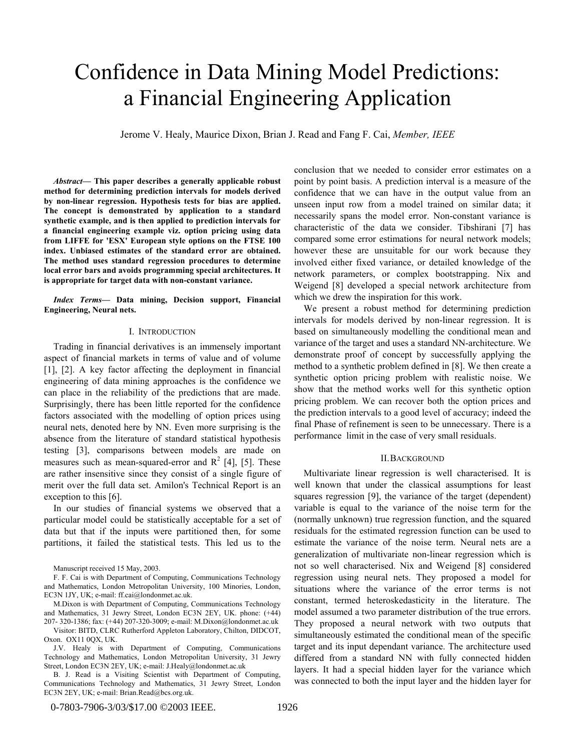# Confidence in Data Mining Model Predictions: a Financial Engineering Application

Jerome V. Healy, Maurice Dixon, Brian J. Read and Fang F. Cai, *Member, IEEE*

***Abstract*— This paper describes a generally applicable robust method for determining prediction intervals for models derived by non-linear regression. Hypothesis tests for bias are applied. The concept is demonstrated by application to a standard synthetic example, and is then applied to prediction intervals for a financial engineering example viz. option pricing using data from LIFFE for 'ESX' European style options on the FTSE 100 index. Unbiased estimates of the standard error are obtained. The method uses standard regression procedures to determine local error bars and avoids programming special architectures. It is appropriate for target data with non-constant variance.**

***Index Terms*— Data mining, Decision support, Financial Engineering, Neural nets.**

## I. Introduction

Trading in financial derivatives is an immensely important aspect of financial markets in terms of value and of volume [1], [2]. A key factor affecting the deployment in financial engineering of data mining approaches is the confidence we can place in the reliability of the predictions that are made. Surprisingly, there has been little reported for the confidence factors associated with the modelling of option prices using neural nets, denoted here by NN. Even more surprising is the absence from the literature of standard statistical hypothesis testing [3], comparisons between models are made on measures such as mean-squared-error and $R^2$ [4], [5]. These are rather insensitive since they consist of a single figure of merit over the full data set. Amilon's Technical Report is an exception to this [6].

In our studies of financial systems we observed that a particular model could be statistically acceptable for a set of data but that if the inputs were partitioned then, for some partitions, it failed the statistical tests. This led us to the conclusion that we needed to consider error estimates on a point by point basis. A prediction interval is a measure of the confidence that we can have in the output value from an unseen input row from a model trained on similar data; it necessarily spans the model error. Non-constant variance is characteristic of the data we consider. Tibshirani [7] has compared some error estimations for neural network models; however these are unsuitable for our work because they involved either fixed variance, or detailed knowledge of the network parameters, or complex bootstrapping. Nix and Weigend [8] developed a special network architecture from which we drew the inspiration for this work.

We present a robust method for determining prediction intervals for models derived by non-linear regression. It is based on simultaneously modelling the conditional mean and variance of the target and uses a standard NN-architecture. We demonstrate proof of concept by successfully applying the method to a synthetic problem defined in [8]. We then create a synthetic option pricing problem with realistic noise. We show that the method works well for this synthetic option pricing problem. We can recover both the option prices and the prediction intervals to a good level of accuracy; indeed the final Phase of refinement is seen to be unnecessary. There is a performance limit in the case of very small residuals.

## II. Background

Multivariate linear regression is well characterised. It is well known that under the classical assumptions for least squares regression [9], the variance of the target (dependent) variable is equal to the variance of the noise term for the (normally unknown) true regression function, and the squared residuals for the estimated regression function can be used to estimate the variance of the noise term. Neural nets are a generalization of multivariate non-linear regression which is not so well characterised. Nix and Weigend [8] considered regression using neural nets. They proposed a model for situations where the variance of the error terms is not constant, termed heteroskedasticity in the literature. The model assumed a two parameter distribution of the true errors. They proposed a neural network with two outputs that simultaneously estimated the conditional mean of the specific target and its input dependant variance. The architecture used differed from a standard NN with fully connected hidden layers. It had a special hidden layer for the variance which was connected to both the input layer and the hidden layer for

---

Manuscript received 15 May, 2003.

F. F. Cai is with Department of Computing, Communications Technology and Mathematics, London Metropolitan University, 100 Minories, London, EC3N 1JY, UK; e-mail: ff.cai@londonmet.ac.uk.

M.Dixon is with Department of Computing, Communications Technology and Mathematics, 31 Jewry Street, London EC3N 2EY, UK. phone: (+44) 207- 320-1386; fax: (+44) 207-320-3009; e-mail: M.Dixon@londonmet.ac.uk

Visitor: BITD, CLRC Rutherford Appleton Laboratory, Chilton, DIDCOT, Oxon. OX11 0QX, UK.

J.V. Healy is with Department of Computing, Communications Technology and Mathematics, London Metropolitan University, 31 Jewry Street, London EC3N 2EY, UK; e-mail: J.Healy@londonmet.ac.uk

B. J. Read is a Visiting Scientist with Department of Computing, Communications Technology and Mathematics, 31 Jewry Street, London EC3N 2EY, UK; e-mail: Brian.Read@bcs.org.uk.

0-7803-7906-3/03/$17.00 ©2003 IEEE.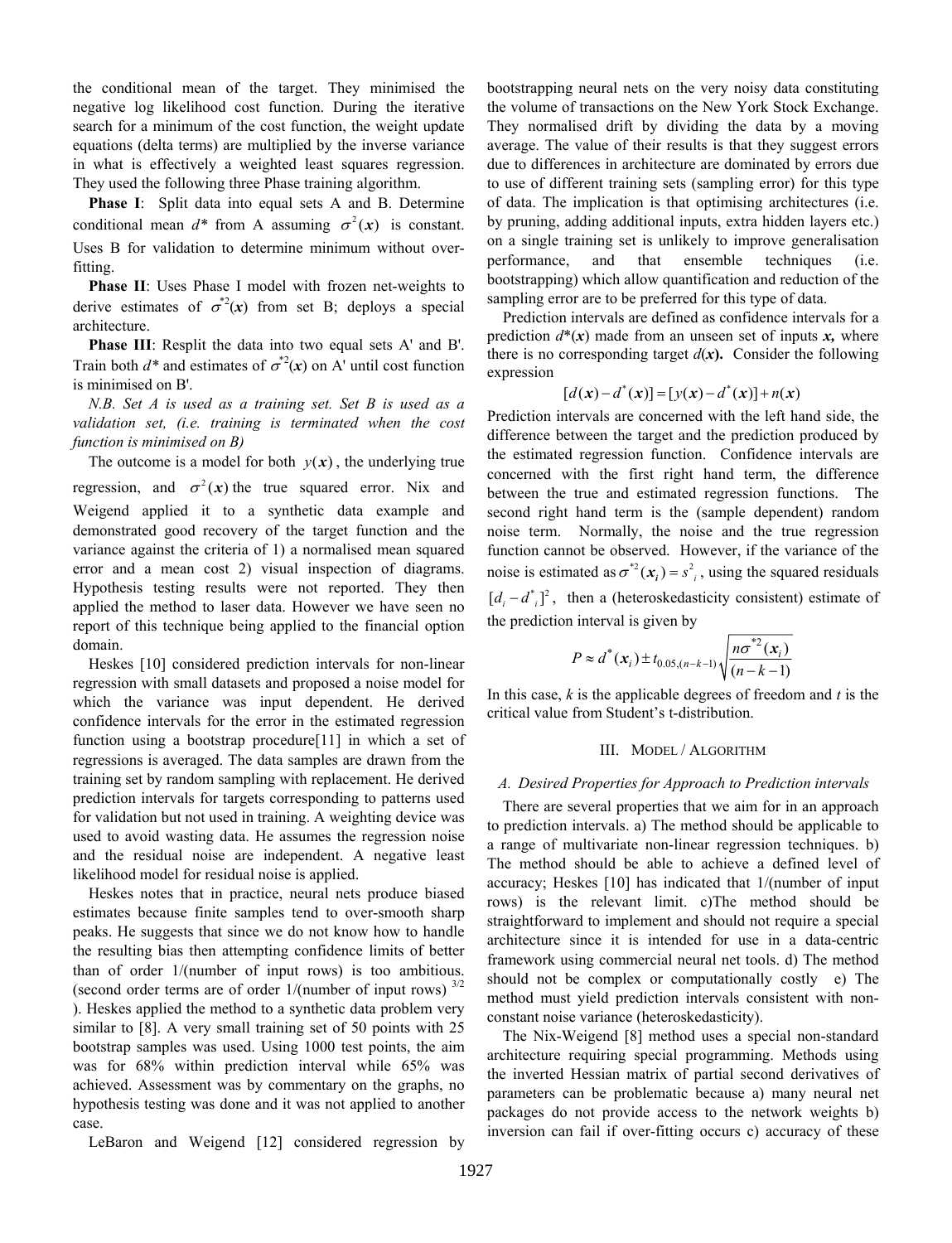the conditional mean of the target. They minimised the negative log likelihood cost function. During the iterative search for a minimum of the cost function, the weight update equations (delta terms) are multiplied by the inverse variance in what is effectively a weighted least squares regression. They used the following three Phase training algorithm.

**Phase I**: Split data into equal sets A and B. Determine conditional mean $d^*$ from A assuming $\sigma^2(\boldsymbol{x})$ is constant. Uses B for validation to determine minimum without over-fitting.

**Phase II**: Uses Phase I model with frozen net-weights to derive estimates of $\sigma^{*2}(\boldsymbol{x})$ from set B; deploys a special architecture.

**Phase III**: Resplit the data into two equal sets A' and B'. Train both $d^*$ and estimates of $\sigma^{*2}(\boldsymbol{x})$ on A' until cost function is minimised on B'.

*N.B. Set A is used as a training set. Set B is used as a validation set, (i.e. training is terminated when the cost function is minimised on B)*

The outcome is a model for both $y(\boldsymbol{x})$, the underlying true regression, and $\sigma^2(\boldsymbol{x})$ the true squared error. Nix and Weigend applied it to a synthetic data example and demonstrated good recovery of the target function and the variance against the criteria of 1) a normalised mean squared error and a mean cost 2) visual inspection of diagrams. Hypothesis testing results were not reported. They then applied the method to laser data. However we have seen no report of this technique being applied to the financial option domain.

Heskes [10] considered prediction intervals for non-linear regression with small datasets and proposed a noise model for which the variance was input dependent. He derived confidence intervals for the error in the estimated regression function using a bootstrap procedure[11] in which a set of regressions is averaged. The data samples are drawn from the training set by random sampling with replacement. He derived prediction intervals for targets corresponding to patterns used for validation but not used in training. A weighting device was used to avoid wasting data. He assumes the regression noise and the residual noise are independent. A negative least likelihood model for residual noise is applied.

Heskes notes that in practice, neural nets produce biased estimates because finite samples tend to over-smooth sharp peaks. He suggests that since we do not know how to handle the resulting bias then attempting confidence limits of better than of order 1/(number of input rows) is too ambitious. (second order terms are of order 1/(number of input rows) $^{3/2}$ ). Heskes applied the method to a synthetic data problem very similar to [8]. A very small training set of 50 points with 25 bootstrap samples was used. Using 1000 test points, the aim was for 68% within prediction interval while 65% was achieved. Assessment was by commentary on the graphs, no hypothesis testing was done and it was not applied to another case.

LeBaron and Weigend [12] considered regression by bootstrapping neural nets on the very noisy data constituting the volume of transactions on the New York Stock Exchange. They normalised drift by dividing the data by a moving average. The value of their results is that they suggest errors due to differences in architecture are dominated by errors due to use of different training sets (sampling error) for this type of data. The implication is that optimising architectures (i.e. by pruning, adding additional inputs, extra hidden layers etc.) on a single training set is unlikely to improve generalisation performance, and that ensemble techniques (i.e. bootstrapping) which allow quantification and reduction of the sampling error are to be preferred for this type of data.

Prediction intervals are defined as confidence intervals for a prediction $d^*(\boldsymbol{x})$ made from an unseen set of inputs $\boldsymbol{x}$, where there is no corresponding target $d(\boldsymbol{x})$. Consider the following expression

$$[d(\boldsymbol{x}) - d^*(\boldsymbol{x})] = [y(\boldsymbol{x}) - d^*(\boldsymbol{x})] + n(\boldsymbol{x})$$

Prediction intervals are concerned with the left hand side, the difference between the target and the prediction produced by the estimated regression function. Confidence intervals are concerned with the first right hand term, the difference between the true and estimated regression functions. The second right hand term is the (sample dependent) random noise term. Normally, the noise and the true regression function cannot be observed. However, if the variance of the noise is estimated as $\sigma^{*2}(\boldsymbol{x}_i) = s_i^2$, using the squared residuals $[d_i - d^*_i]^2$, then a (heteroskedasticity consistent) estimate of the prediction interval is given by

$$P \approx d^*(\boldsymbol{x}_i) \pm t_{0.05,(n-k-1)} \sqrt{\frac{n\sigma^{*2}(\boldsymbol{x}_i)}{(n-k-1)}}$$

In this case, $k$ is the applicable degrees of freedom and $t$ is the critical value from Student's t-distribution.

## III. Model / Algorithm

### A. Desired Properties for Approach to Prediction intervals

There are several properties that we aim for in an approach to prediction intervals. a) The method should be applicable to a range of multivariate non-linear regression techniques. b) The method should be able to achieve a defined level of accuracy; Heskes [10] has indicated that 1/(number of input rows) is the relevant limit. c)The method should be straightforward to implement and should not require a special architecture since it is intended for use in a data-centric framework using commercial neural net tools. d) The method should not be complex or computationally costly e) The method must yield prediction intervals consistent with non-constant noise variance (heteroskedasticity).

The Nix-Weigend [8] method uses a special non-standard architecture requiring special programming. Methods using the inverted Hessian matrix of partial second derivatives of parameters can be problematic because a) many neural net packages do not provide access to the network weights b) inversion can fail if over-fitting occurs c) accuracy of these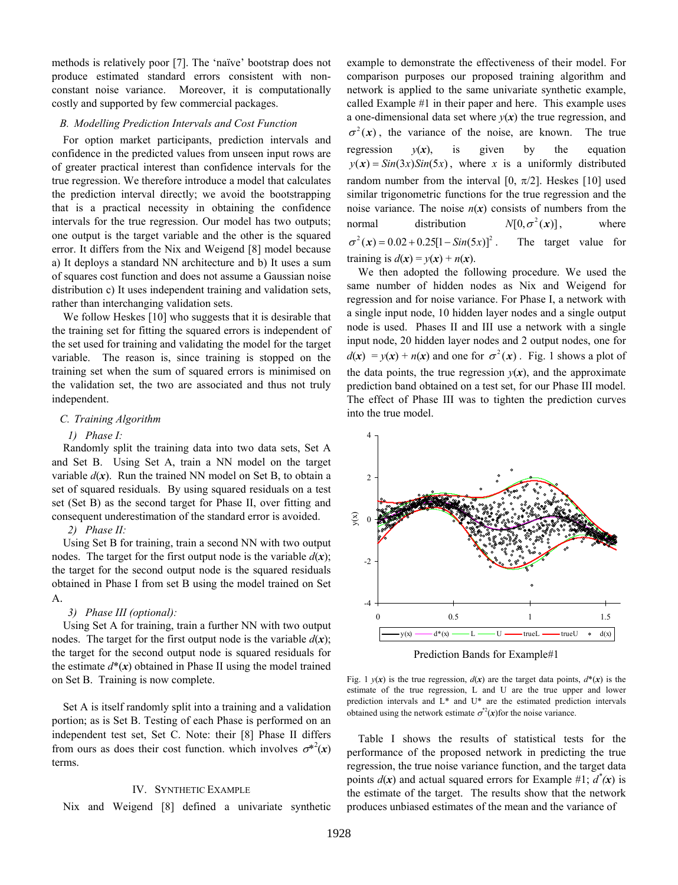methods is relatively poor [7]. The 'naïve' bootstrap does not produce estimated standard errors consistent with non-constant noise variance. Moreover, it is computationally costly and supported by few commercial packages.

### B. Modelling Prediction Intervals and Cost Function

For option market participants, prediction intervals and confidence in the predicted values from unseen input rows are of greater practical interest than confidence intervals for the true regression. We therefore introduce a model that calculates the prediction interval directly; we avoid the bootstrapping that is a practical necessity in obtaining the confidence intervals for the true regression. Our model has two outputs; one output is the target variable and the other is the squared error. It differs from the Nix and Weigend [8] model because a) It deploys a standard NN architecture and b) It uses a sum of squares cost function and does not assume a Gaussian noise distribution c) It uses independent training and validation sets, rather than interchanging validation sets.

We follow Heskes [10] who suggests that it is desirable that the training set for fitting the squared errors is independent of the set used for training and validating the model for the target variable. The reason is, since training is stopped on the training set when the sum of squared errors is minimised on the validation set, the two are associated and thus not truly independent.

### C. Training Algorithm

#### 1) Phase I:

Randomly split the training data into two data sets, Set A and Set B. Using Set A, train a NN model on the target variable $d(\boldsymbol{x})$. Run the trained NN model on Set B, to obtain a set of squared residuals. By using squared residuals on a test set (Set B) as the second target for Phase II, over fitting and consequent underestimation of the standard error is avoided.

#### 2) Phase II:

Using Set B for training, train a second NN with two output nodes. The target for the first output node is the variable $d(\boldsymbol{x})$; the target for the second output node is the squared residuals obtained in Phase I from set B using the model trained on Set A.

#### 3) Phase III (optional):

Using Set A for training, train a further NN with two output nodes. The target for the first output node is the variable $d(\boldsymbol{x})$; the target for the second output node is squared residuals for the estimate $d^*(\boldsymbol{x})$ obtained in Phase II using the model trained on Set B. Training is now complete.

Set A is itself randomly split into a training and a validation portion; as is Set B. Testing of each Phase is performed on an independent test set, Set C. Note: their [8] Phase II differs from ours as does their cost function. which involves $\sigma^{*2}(\boldsymbol{x})$ terms.

## IV. Synthetic Example

Nix and Weigend [8] defined a univariate synthetic example to demonstrate the effectiveness of their model. For comparison purposes our proposed training algorithm and network is applied to the same univariate synthetic example, called Example #1 in their paper and here. This example uses a one-dimensional data set where $y(\boldsymbol{x})$ the true regression, and $\sigma^2(\boldsymbol{x})$, the variance of the noise, are known. The true regression $y(\boldsymbol{x})$, is given by the equation $y(\boldsymbol{x}) = Sin(3x)Sin(5x)$, where $x$ is a uniformly distributed random number from the interval $[0, \pi/2]$. Heskes [10] used similar trigonometric functions for the true regression and the noise variance. The noise $n(\boldsymbol{x})$ consists of numbers from the normal distribution $N[0, \sigma^2(\boldsymbol{x})]$, where $\sigma^2(\boldsymbol{x}) = 0.02 + 0.25[1 - Sin(5x)]^2$. The target value for training is $d(\boldsymbol{x}) = y(\boldsymbol{x}) + n(\boldsymbol{x})$.

We then adopted the following procedure. We used the same number of hidden nodes as Nix and Weigend for regression and for noise variance. For Phase I, a network with a single input node, 10 hidden layer nodes and a single output node is used. Phases II and III use a network with a single input node, 20 hidden layer nodes and 2 output nodes, one for $d(\boldsymbol{x}) = y(\boldsymbol{x}) + n(\boldsymbol{x})$ and one for $\sigma^2(\boldsymbol{x})$. Fig. 1 shows a plot of the data points, the true regression $y(\boldsymbol{x})$, and the approximate prediction band obtained on a test set, for our Phase III model. The effect of Phase III was to tighten the prediction curves into the true model.

Prediction Bands for Example#1

Fig. 1 $y(\boldsymbol{x})$ is the true regression, $d(\boldsymbol{x})$ are the target data points, $d^*(\boldsymbol{x})$ is the estimate of the true regression, L and U are the true upper and lower prediction intervals and L* and U* are the estimated prediction intervals obtained using the network estimate $\sigma^{*2}(\boldsymbol{x})$for the noise variance.

Table I shows the results of statistical tests for the performance of the proposed network in predicting the true regression, the true noise variance function, and the target data points $d(\boldsymbol{x})$ and actual squared errors for Example #1; $d^*(\boldsymbol{x})$ is the estimate of the target. The results show that the network produces unbiased estimates of the mean and the variance of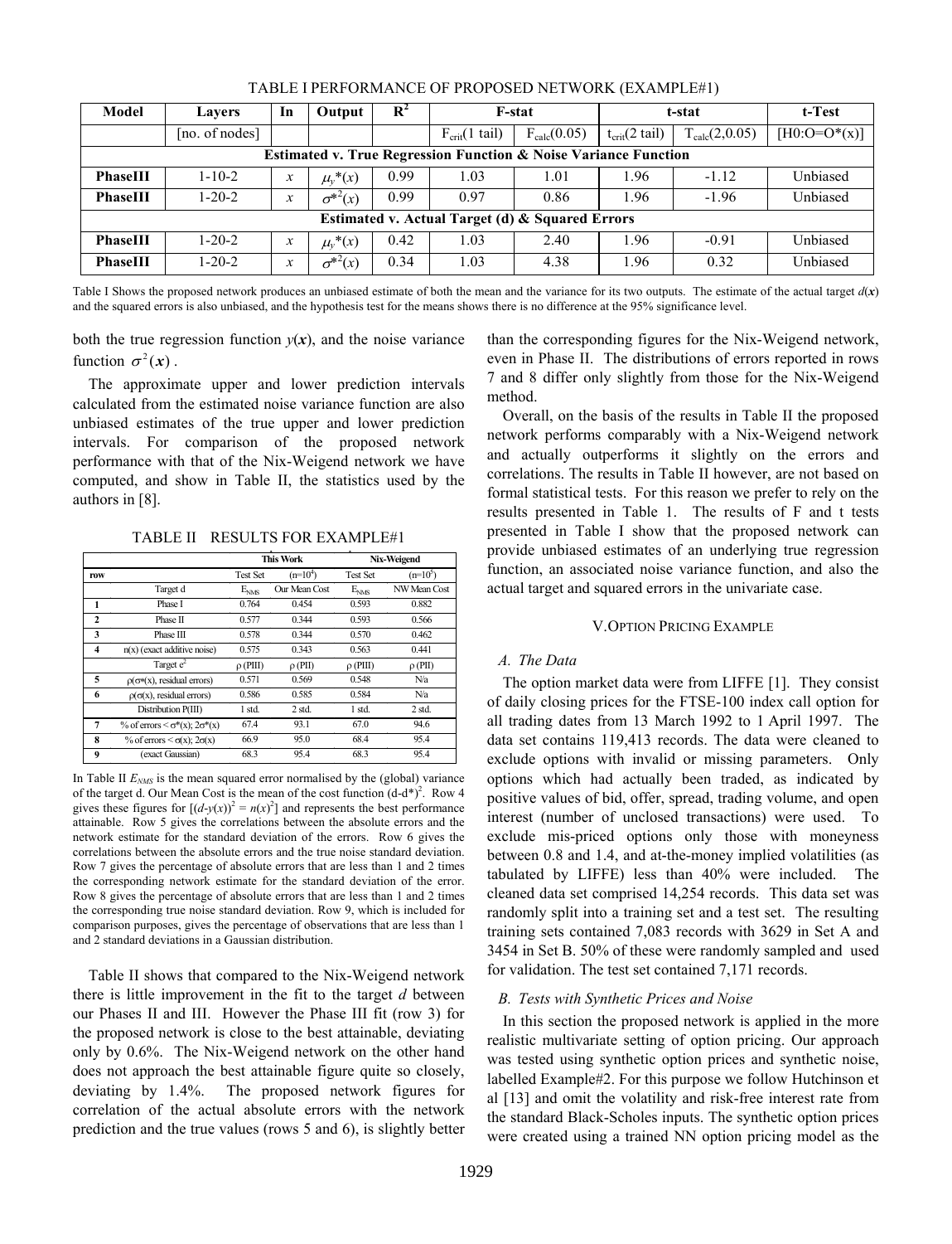TABLE I PERFORMANCE OF PROPOSED NETWORK (EXAMPLE#1)

| Model | Layers | In | Output | $R^2$ | F-stat | | t-stat | | t-Test |
|---|---|---|---|---|---|---|---|---|---|
| | [no. of nodes] | | | | $F_{crit}$(1 tail) | $F_{calc}(0.05)$ | $t_{crit}$(2 tail) | $T_{calc}(2,0.05)$ | [H0:O=O*(x)] |
| **Estimated v. True Regression Function & Noise Variance Function** | | | | | | | | | |
| **PhaseIII** | 1-10-2 | $x$ | $\mu_y*(x)$ | 0.99 | 1.03 | 1.01 | 1.96 | -1.12 | Unbiased |
| **PhaseIII** | 1-20-2 | $x$ | $\sigma*^2(x)$ | 0.99 | 0.97 | 0.86 | 1.96 | -1.96 | Unbiased |
| **Estimated v. Actual Target (d) & Squared Errors** | | | | | | | | | |
| **PhaseIII** | 1-20-2 | $x$ | $\mu_y*(x)$ | 0.42 | 1.03 | 2.40 | 1.96 | -0.91 | Unbiased |
| **PhaseIII** | 1-20-2 | $x$ | $\sigma*^2(x)$ | 0.34 | 1.03 | 4.38 | 1.96 | 0.32 | Unbiased |

Table I Shows the proposed network produces an unbiased estimate of both the mean and the variance for its two outputs. The estimate of the actual target $d(\boldsymbol{x})$ and the squared errors is also unbiased, and the hypothesis test for the means shows there is no difference at the 95% significance level.

both the true regression function $y(\boldsymbol{x})$, and the noise variance function $\sigma^2(\boldsymbol{x})$.

The approximate upper and lower prediction intervals calculated from the estimated noise variance function are also unbiased estimates of the true upper and lower prediction intervals. For comparison of the proposed network performance with that of the Nix-Weigend network we have computed, and show in Table II, the statistics used by the authors in [8].

TABLE II RESULTS FOR EXAMPLE#1

| | | This Work | | Nix-Weigend | |
|---|---|---|---|---|---|
| row | | Test Set | ($n=10^4$) | Test Set | ($n=10^5$) |
| | Target d | $E_{NMS}$ | Our Mean Cost | $E_{NMS}$ | NW Mean Cost |
| 1 | Phase I | 0.764 | 0.454 | 0.593 | 0.882 |
| 2 | Phase II | 0.577 | 0.344 | 0.593 | 0.566 |
| 3 | Phase III | 0.578 | 0.344 | 0.570 | 0.462 |
| 4 | n(x) (exact additive noise) | 0.575 | 0.343 | 0.563 | 0.441 |
| | Target $e^2$ | ρ (PIII) | ρ (PII) | ρ (PIII) | ρ (PII) |
| 5 | ρ(σ*(x), residual errors) | 0.571 | 0.569 | 0.548 | N/a |
| 6 | ρ(σ(x), residual errors) | 0.586 | 0.585 | 0.584 | N/a |
| | Distribution P(III) | 1 std. | 2 std. | 1 std. | 2 std. |
| 7 | % of errors < σ*(x); 2σ*(x) | 67.4 | 93.1 | 67.0 | 94.6 |
| 8 | % of errors < σ(x); 2σ(x) | 66.9 | 95.0 | 68.4 | 95.4 |
| 9 | (exact Gaussian) | 68.3 | 95.4 | 68.3 | 95.4 |

In Table II $E_{NMS}$ is the mean squared error normalised by the (global) variance of the target d. Our Mean Cost is the mean of the cost function $(d-d^*)^2$. Row 4 gives these figures for $[(d-y(x))^2 = n(x)^2]$ and represents the best performance attainable. Row 5 gives the correlations between the absolute errors and the network estimate for the standard deviation of the errors. Row 6 gives the correlations between the absolute errors and the true noise standard deviation. Row 7 gives the percentage of absolute errors that are less than 1 and 2 times the corresponding network estimate for the standard deviation of the error. Row 8 gives the percentage of absolute errors that are less than 1 and 2 times the corresponding true noise standard deviation. Row 9, which is included for comparison purposes, gives the percentage of observations that are less than 1 and 2 standard deviations in a Gaussian distribution.

Table II shows that compared to the Nix-Weigend network there is little improvement in the fit to the target *d* between our Phases II and III. However the Phase III fit (row 3) for the proposed network is close to the best attainable, deviating only by 0.6%. The Nix-Weigend network on the other hand does not approach the best attainable figure quite so closely, deviating by 1.4%. The proposed network figures for correlation of the actual absolute errors with the network prediction and the true values (rows 5 and 6), is slightly better than the corresponding figures for the Nix-Weigend network, even in Phase II. The distributions of errors reported in rows 7 and 8 differ only slightly from those for the Nix-Weigend method.

Overall, on the basis of the results in Table II the proposed network performs comparably with a Nix-Weigend network and actually outperforms it slightly on the errors and correlations. The results in Table II however, are not based on formal statistical tests. For this reason we prefer to rely on the results presented in Table 1. The results of F and t tests presented in Table I show that the proposed network can provide unbiased estimates of an underlying true regression function, an associated noise variance function, and also the actual target and squared errors in the univariate case.

## V. OPTION PRICING EXAMPLE

### A. The Data

The option market data were from LIFFE [1]. They consist of daily closing prices for the FTSE-100 index call option for all trading dates from 13 March 1992 to 1 April 1997. The data set contains 119,413 records. The data were cleaned to exclude options with invalid or missing parameters. Only options which had actually been traded, as indicated by positive values of bid, offer, spread, trading volume, and open interest (number of unclosed transactions) were used. To exclude mis-priced options only those with moneyness between 0.8 and 1.4, and at-the-money implied volatilities (as tabulated by LIFFE) less than 40% were included. The cleaned data set comprised 14,254 records. This data set was randomly split into a training set and a test set. The resulting training sets contained 7,083 records with 3629 in Set A and 3454 in Set B. 50% of these were randomly sampled and used for validation. The test set contained 7,171 records.

### B. Tests with Synthetic Prices and Noise

In this section the proposed network is applied in the more realistic multivariate setting of option pricing. Our approach was tested using synthetic option prices and synthetic noise, labelled Example#2. For this purpose we follow Hutchinson et al [13] and omit the volatility and risk-free interest rate from the standard Black-Scholes inputs. The synthetic option prices were created using a trained NN option pricing model as the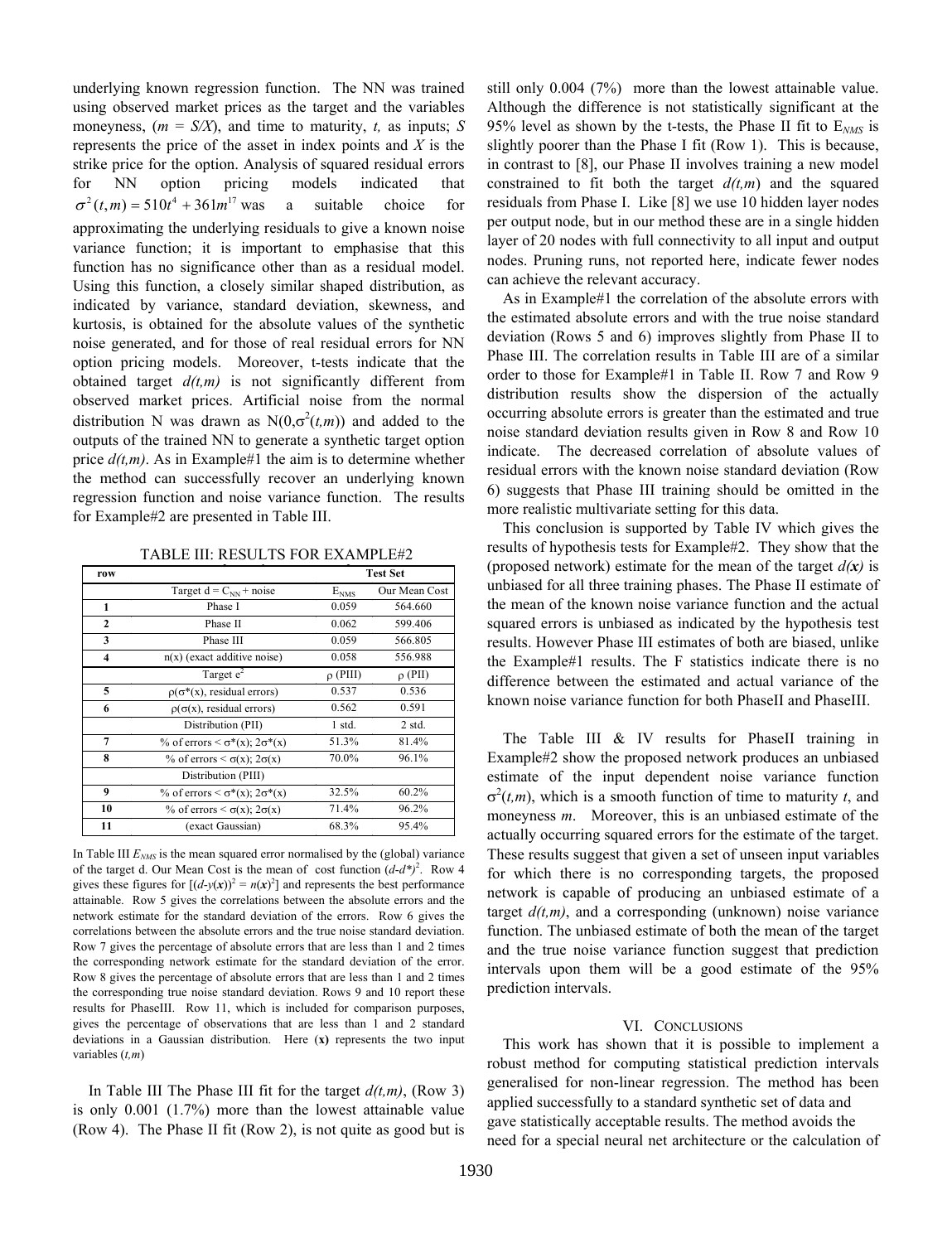underlying known regression function. The NN was trained using observed market prices as the target and the variables moneyness, ($m = S/X$), and time to maturity, $t$, as inputs; $S$ represents the price of the asset in index points and $X$ is the strike price for the option. Analysis of squared residual errors for NN option pricing models indicated that $\sigma^2(t,m) = 510t^4 + 361m^{17}$ was a suitable choice for approximating the underlying residuals to give a known noise variance function; it is important to emphasise that this function has no significance other than as a residual model. Using this function, a closely similar shaped distribution, as indicated by variance, standard deviation, skewness, and kurtosis, is obtained for the absolute values of the synthetic noise generated, and for those of real residual errors for NN option pricing models. Moreover, t-tests indicate that the obtained target $d(t,m)$ is not significantly different from observed market prices. Artificial noise from the normal distribution N was drawn as $N(0,\sigma^2(t,m))$ and added to the outputs of the trained NN to generate a synthetic target option price $d(t,m)$. As in Example#1 the aim is to determine whether the method can successfully recover an underlying known regression function and noise variance function. The results for Example#2 are presented in Table III.

TABLE III: RESULTS FOR EXAMPLE#2

| row | | Test Set | |
|---|---|---|---|
| | Target $d = C_{NN}$ + noise | $E_{NMS}$ | Our Mean Cost |
| 1 | Phase I | 0.059 | 564.660 |
| 2 | Phase II | 0.062 | 599.406 |
| 3 | Phase III | 0.059 | 566.805 |
| 4 | n(x) (exact additive noise) | 0.058 | 556.988 |
| | Target $e^2$ | ρ (PIII) | ρ (PII) |
| 5 | $\rho(\sigma^*(x)$, residual errors) | 0.537 | 0.536 |
| 6 | $\rho(\sigma(x)$, residual errors) | 0.562 | 0.591 |
| | Distribution (PII) | 1 std. | 2 std. |
| 7 | % of errors < $\sigma^*(x)$; $2\sigma^*(x)$ | 51.3% | 81.4% |
| 8 | % of errors < $\sigma(x)$; $2\sigma(x)$ | 70.0% | 96.1% |
| | Distribution (PIII) | | |
| 9 | % of errors < $\sigma^*(x)$; $2\sigma^*(x)$ | 32.5% | 60.2% |
| 10 | % of errors < $\sigma(x)$; $2\sigma(x)$ | 71.4% | 96.2% |
| 11 | (exact Gaussian) | 68.3% | 95.4% |

In Table III $E_{NMS}$ is the mean squared error normalised by the (global) variance of the target d. Our Mean Cost is the mean of cost function $(d-d^*)^2$. Row 4 gives these figures for $[(d-y(\mathbf{x}))^2 = n(\mathbf{x})^2]$ and represents the best performance attainable. Row 5 gives the correlations between the absolute errors and the network estimate for the standard deviation of the errors. Row 6 gives the correlations between the absolute errors and the true noise standard deviation. Row 7 gives the percentage of absolute errors that are less than 1 and 2 times the corresponding network estimate for the standard deviation of the error. Row 8 gives the percentage of absolute errors that are less than 1 and 2 times the corresponding true noise standard deviation. Rows 9 and 10 report these results for PhaseIII. Row 11, which is included for comparison purposes, gives the percentage of observations that are less than 1 and 2 standard deviations in a Gaussian distribution. Here (**x**) represents the two input variables ($t,m$)

In Table III The Phase III fit for the target $d(t,m)$, (Row 3) is only 0.001 (1.7%) more than the lowest attainable value (Row 4). The Phase II fit (Row 2), is not quite as good but is still only 0.004 (7%) more than the lowest attainable value. Although the difference is not statistically significant at the 95% level as shown by the t-tests, the Phase II fit to $E_{NMS}$ is slightly poorer than the Phase I fit (Row 1). This is because, in contrast to [8], our Phase II involves training a new model constrained to fit both the target $d(t,m)$ and the squared residuals from Phase I. Like [8] we use 10 hidden layer nodes per output node, but in our method these are in a single hidden layer of 20 nodes with full connectivity to all input and output nodes. Pruning runs, not reported here, indicate fewer nodes can achieve the relevant accuracy.

As in Example#1 the correlation of the absolute errors with the estimated absolute errors and with the true noise standard deviation (Rows 5 and 6) improves slightly from Phase II to Phase III. The correlation results in Table III are of a similar order to those for Example#1 in Table II. Row 7 and Row 9 distribution results show the dispersion of the actually occurring absolute errors is greater than the estimated and true noise standard deviation results given in Row 8 and Row 10 indicate. The decreased correlation of absolute values of residual errors with the known noise standard deviation (Row 6) suggests that Phase III training should be omitted in the more realistic multivariate setting for this data.

This conclusion is supported by Table IV which gives the results of hypothesis tests for Example#2. They show that the (proposed network) estimate for the mean of the target $d(\mathbf{x})$ is unbiased for all three training phases. The Phase II estimate of the mean of the known noise variance function and the actual squared errors is unbiased as indicated by the hypothesis test results. However Phase III estimates of both are biased, unlike the Example#1 results. The F statistics indicate there is no difference between the estimated and actual variance of the known noise variance function for both PhaseII and PhaseIII.

The Table III & IV results for PhaseII training in Example#2 show the proposed network produces an unbiased estimate of the input dependent noise variance function $\sigma^2(t,m)$, which is a smooth function of time to maturity $t$, and moneyness $m$. Moreover, this is an unbiased estimate of the actually occurring squared errors for the estimate of the target. These results suggest that given a set of unseen input variables for which there is no corresponding targets, the proposed network is capable of producing an unbiased estimate of a target $d(t,m)$, and a corresponding (unknown) noise variance function. The unbiased estimate of both the mean of the target and the true noise variance function suggest that prediction intervals upon them will be a good estimate of the 95% prediction intervals.

## VI. CONCLUSIONS

This work has shown that it is possible to implement a robust method for computing statistical prediction intervals generalised for non-linear regression. The method has been applied successfully to a standard synthetic set of data and gave statistically acceptable results. The method avoids the need for a special neural net architecture or the calculation of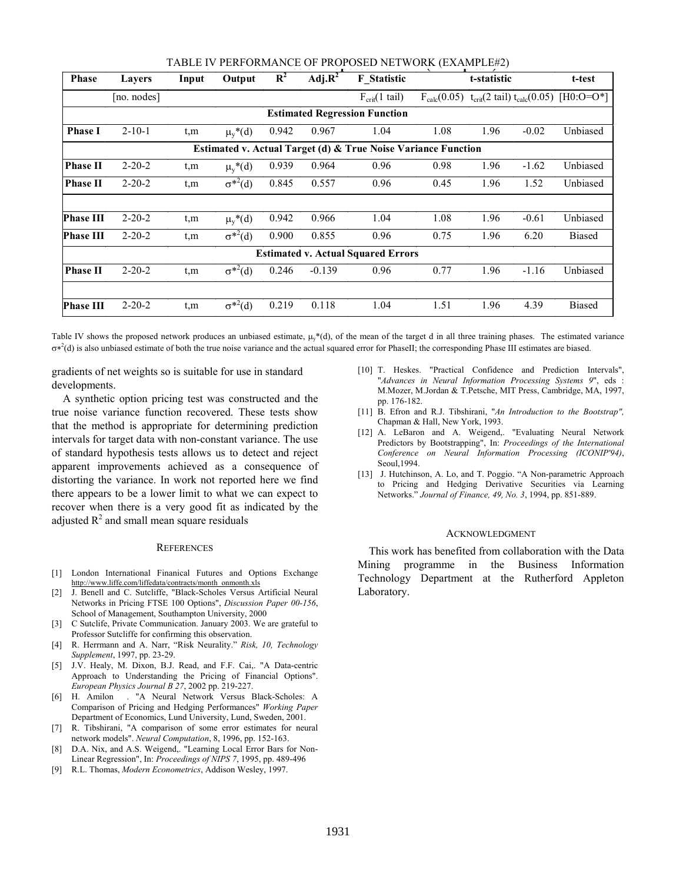TABLE IV PERFORMANCE OF PROPOSED NETWORK (EXAMPLE#2)

| Phase | Layers | Input | Output | $R^2$ | Adj.$R^2$ | F_Statistic | | t-statistic | | t-test |
|---|---|---|---|---|---|---|---|---|---|---|
| | [no. nodes] | | | | | $F_{crit}$(1 tail) | $F_{calc}(0.05)$ | $t_{crit}$(2 tail) | $t_{calc}(0.05)$ | [H0:O=O*] |
| **Estimated Regression Function** | | | | | | | | | | |
| **Phase I** | 2-10-1 | t,m | $\mu_y$*(d) | 0.942 | 0.967 | 1.04 | 1.08 | 1.96 | -0.02 | Unbiased |
| **Estimated v. Actual Target (d) & True Noise Variance Function** | | | | | | | | | | |
| **Phase II** | 2-20-2 | t,m | $\mu_y$*(d) | 0.939 | 0.964 | 0.96 | 0.98 | 1.96 | -1.62 | Unbiased |
| **Phase II** | 2-20-2 | t,m | $\sigma^{*2}$(d) | 0.845 | 0.557 | 0.96 | 0.45 | 1.96 | 1.52 | Unbiased |
| | | | | | | | | | | |
| **Phase III** | 2-20-2 | t,m | $\mu_y$*(d) | 0.942 | 0.966 | 1.04 | 1.08 | 1.96 | -0.61 | Unbiased |
| **Phase III** | 2-20-2 | t,m | $\sigma^{*2}$(d) | 0.900 | 0.855 | 0.96 | 0.75 | 1.96 | 6.20 | Biased |
| **Estimated v. Actual Squared Errors** | | | | | | | | | | |
| **Phase II** | 2-20-2 | t,m | $\sigma^{*2}$(d) | 0.246 | -0.139 | 0.96 | 0.77 | 1.96 | -1.16 | Unbiased |
| | | | | | | | | | | |
| **Phase III** | 2-20-2 | t,m | $\sigma^{*2}$(d) | 0.219 | 0.118 | 1.04 | 1.51 | 1.96 | 4.39 | Biased |

Table IV shows the proposed network produces an unbiased estimate, $\mu_y$*(d), of the mean of the target d in all three training phases. The estimated variance $\sigma^{*2}$(d) is also unbiased estimate of both the true noise variance and the actual squared error for PhaseII; the corresponding Phase III estimates are biased.

gradients of net weights so is suitable for use in standard developments.

A synthetic option pricing test was constructed and the true noise variance function recovered. These tests show that the method is appropriate for determining prediction intervals for target data with non-constant variance. The use of standard hypothesis tests allows us to detect and reject apparent improvements achieved as a consequence of distorting the variance. In work not reported here we find there appears to be a lower limit to what we can expect to recover when there is a very good fit as indicated by the adjusted $R^2$ and small mean square residuals

## References

[1] London International Finanical Futures and Options Exchange http://www.liffe.com/liffedata/contracts/month_onmonth.xls

[2] J. Benell and C. Sutcliffe, "Black-Scholes Versus Artificial Neural Networks in Pricing FTSE 100 Options", *Discussion Paper 00-156*, School of Management, Southampton University, 2000

[3] C Sutclife, Private Communication. January 2003. We are grateful to Professor Sutcliffe for confirming this observation.

[4] R. Herrmann and A. Narr, "Risk Neurality." *Risk, 10, Technology Supplement*, 1997, pp. 23-29.

[5] J.V. Healy, M. Dixon, B.J. Read, and F.F. Cai,. "A Data-centric Approach to Understanding the Pricing of Financial Options". *European Physics Journal B 27*, 2002 pp. 219-227.

[6] H. Amilon . "A Neural Network Versus Black-Scholes: A Comparison of Pricing and Hedging Performances" *Working Paper* Department of Economics, Lund University, Lund, Sweden, 2001.

[7] R. Tibshirani, "A comparison of some error estimates for neural network models". *Neural Computation*, 8, 1996, pp. 152-163.

[8] D.A. Nix, and A.S. Weigend,. "Learning Local Error Bars for Non-Linear Regression", In: *Proceedings of NIPS 7*, 1995, pp. 489-496

[9] R.L. Thomas, *Modern Econometrics*, Addison Wesley, 1997.

[10] T. Heskes. "Practical Confidence and Prediction Intervals", "*Advances in Neural Information Processing Systems 9*", eds : M.Mozer, M.Jordan & T.Petsche, MIT Press, Cambridge, MA, 1997, pp. 176-182.

[11] B. Efron and R.J. Tibshirani, "*An Introduction to the Bootstrap",* Chapman & Hall, New York, 1993.

[12] A. LeBaron and A. Weigend,. "Evaluating Neural Network Predictors by Bootstrapping", In: *Proceedings of the International Conference on Neural Information Processing (ICONIP'94)*, Seoul,1994.

[13] J. Hutchinson, A. Lo, and T. Poggio. "A Non-parametric Approach to Pricing and Hedging Derivative Securities via Learning Networks." *Journal of Finance, 49, No. 3*, 1994, pp. 851-889.

## Acknowledgment

This work has benefited from collaboration with the Data Mining programme in the Business Information Technology Department at the Rutherford Appleton Laboratory.